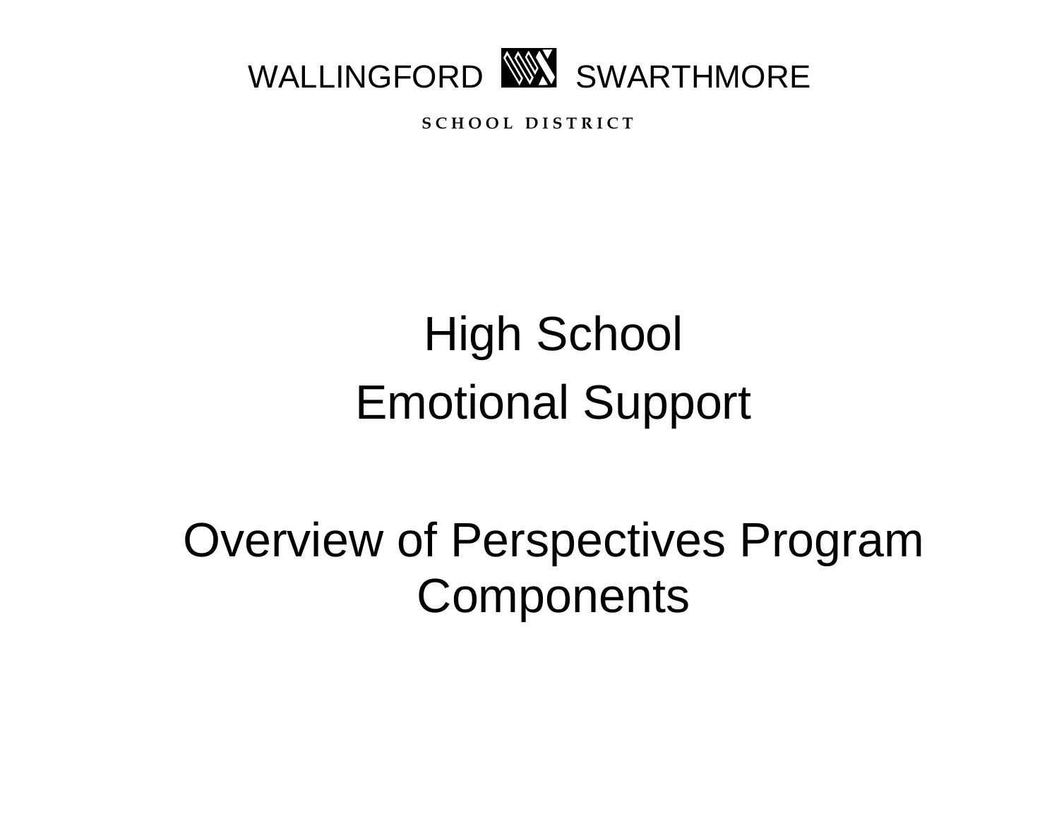WALLINGFORD SWARTHMORE

SCHOOL DISTRICT

# High School

# Emotional Support

# Overview of Perspectives Program Components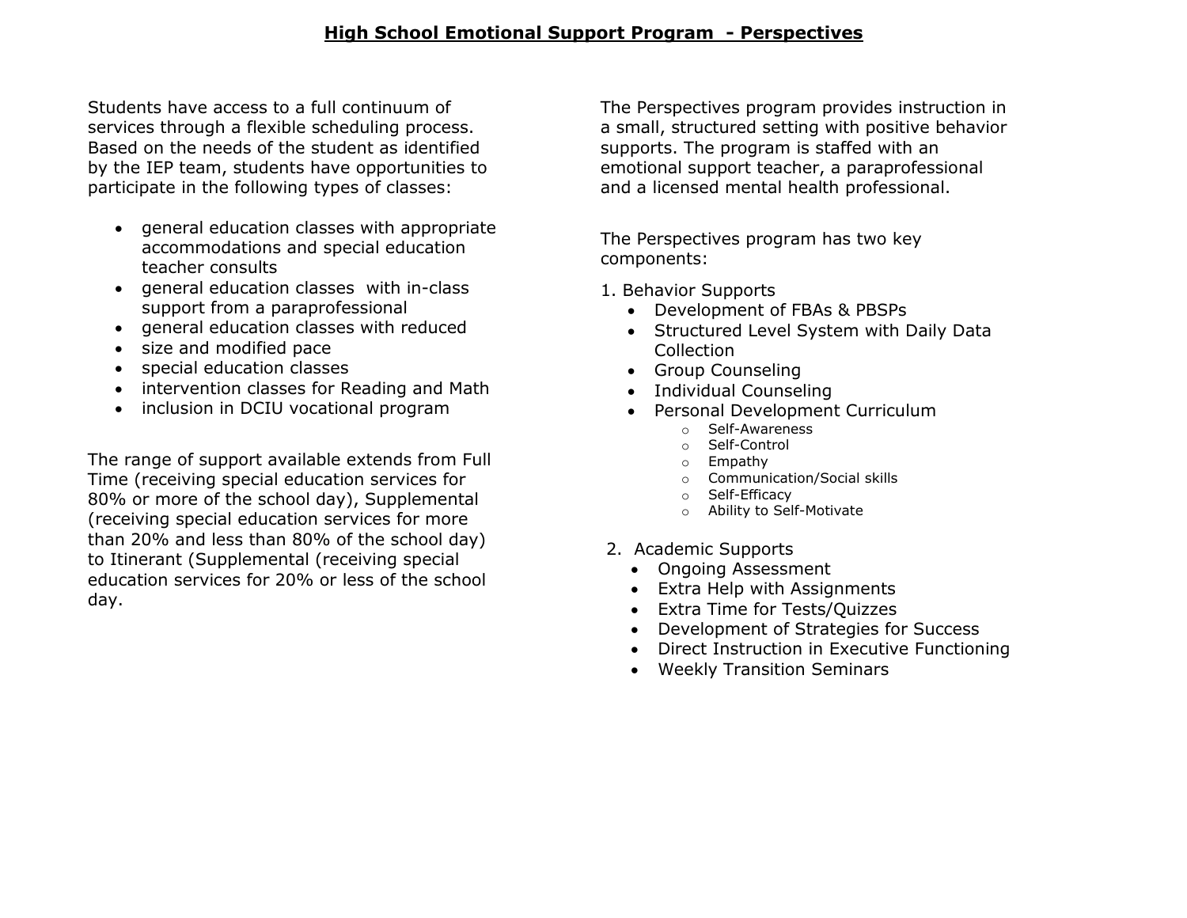# High School Emotional Support Program - Perspectives

Students have access to a full continuum of services through a flexible scheduling process. Based on the needs of the student as identified by the IEP team, students have opportunities to participate in the following types of classes:

- general education classes with appropriate accommodations and special education teacher consults
- general education classes with in-class support from a paraprofessional
- general education classes with reduced
- size and modified pace
- special education classes
- intervention classes for Reading and Math
- inclusion in DCIU vocational program

The range of support available extends from Full Time (receiving special education services for 80% or more of the school day), Supplemental (receiving special education services for more than 20% and less than 80% of the school day) to Itinerant (Supplemental (receiving special education services for 20% or less of the school day.

The Perspectives program provides instruction in a small, structured setting with positive behavior supports. The program is staffed with an emotional support teacher, a paraprofessional and a licensed mental health professional.

The Perspectives program has two key components:

1. Behavior Supports
   - Development of FBAs & PBSPs
   - Structured Level System with Daily Data Collection
   - Group Counseling
   - Individual Counseling
   - Personal Development Curriculum
     - Self-Awareness
     - Self-Control
     - Empathy
     - Communication/Social skills
     - Self-Efficacy
     - Ability to Self-Motivate

2. Academic Supports
   - Ongoing Assessment
   - Extra Help with Assignments
   - Extra Time for Tests/Quizzes
   - Development of Strategies for Success
   - Direct Instruction in Executive Functioning
   - Weekly Transition Seminars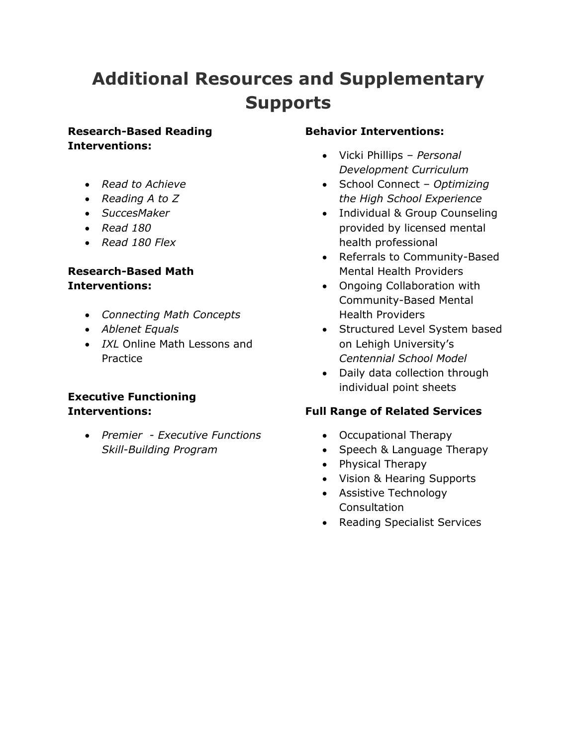# Additional Resources and Supplementary Supports

**Research-Based Reading Interventions:**

- *Read to Achieve*
- *Reading A to Z*
- *SuccesMaker*
- *Read 180*
- *Read 180 Flex*

**Research-Based Math Interventions:**

- *Connecting Math Concepts*
- *Ablenet Equals*
- *IXL* Online Math Lessons and Practice

**Executive Functioning Interventions:**

- *Premier - Executive Functions Skill-Building Program*

**Behavior Interventions:**

- Vicki Phillips – *Personal Development Curriculum*
- School Connect – *Optimizing the High School Experience*
- Individual & Group Counseling provided by licensed mental health professional
- Referrals to Community-Based Mental Health Providers
- Ongoing Collaboration with Community-Based Mental Health Providers
- Structured Level System based on Lehigh University's *Centennial School Model*
- Daily data collection through individual point sheets

**Full Range of Related Services**

- Occupational Therapy
- Speech & Language Therapy
- Physical Therapy
- Vision & Hearing Supports
- Assistive Technology Consultation
- Reading Specialist Services